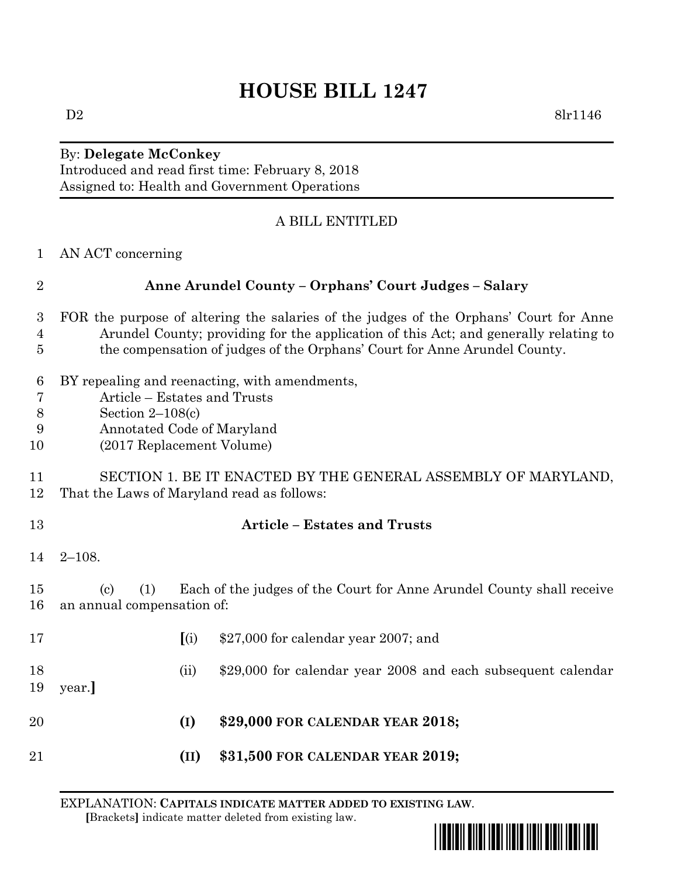# HOUSE BILL 1247

D2 8lr1146

By: **Delegate McConkey**
Introduced and read first time: February 8, 2018
Assigned to: Health and Government Operations

A BILL ENTITLED

1 AN ACT concerning

2 **Anne Arundel County – Orphans' Court Judges – Salary**

3 FOR the purpose of altering the salaries of the judges of the Orphans' Court for Anne
4 Arundel County; providing for the application of this Act; and generally relating to
5 the compensation of judges of the Orphans' Court for Anne Arundel County.

6 BY repealing and reenacting, with amendments,
7 Article – Estates and Trusts
8 Section 2–108(c)
9 Annotated Code of Maryland
10 (2017 Replacement Volume)

11 SECTION 1. BE IT ENACTED BY THE GENERAL ASSEMBLY OF MARYLAND,
12 That the Laws of Maryland read as follows:

13 **Article – Estates and Trusts**

14 2–108.

15 (c) (1) Each of the judges of the Court for Anne Arundel County shall receive
16 an annual compensation of:

17 **[**(i) $27,000 for calendar year 2007; and

18 (ii) $29,000 for calendar year 2008 and each subsequent calendar
19 year.**]**

20 **(I) $29,000 FOR CALENDAR YEAR 2018;**

21 **(II) $31,500 FOR CALENDAR YEAR 2019;**

EXPLANATION: **CAPITALS INDICATE MATTER ADDED TO EXISTING LAW**.
**[**Brackets**]** indicate matter deleted from existing law.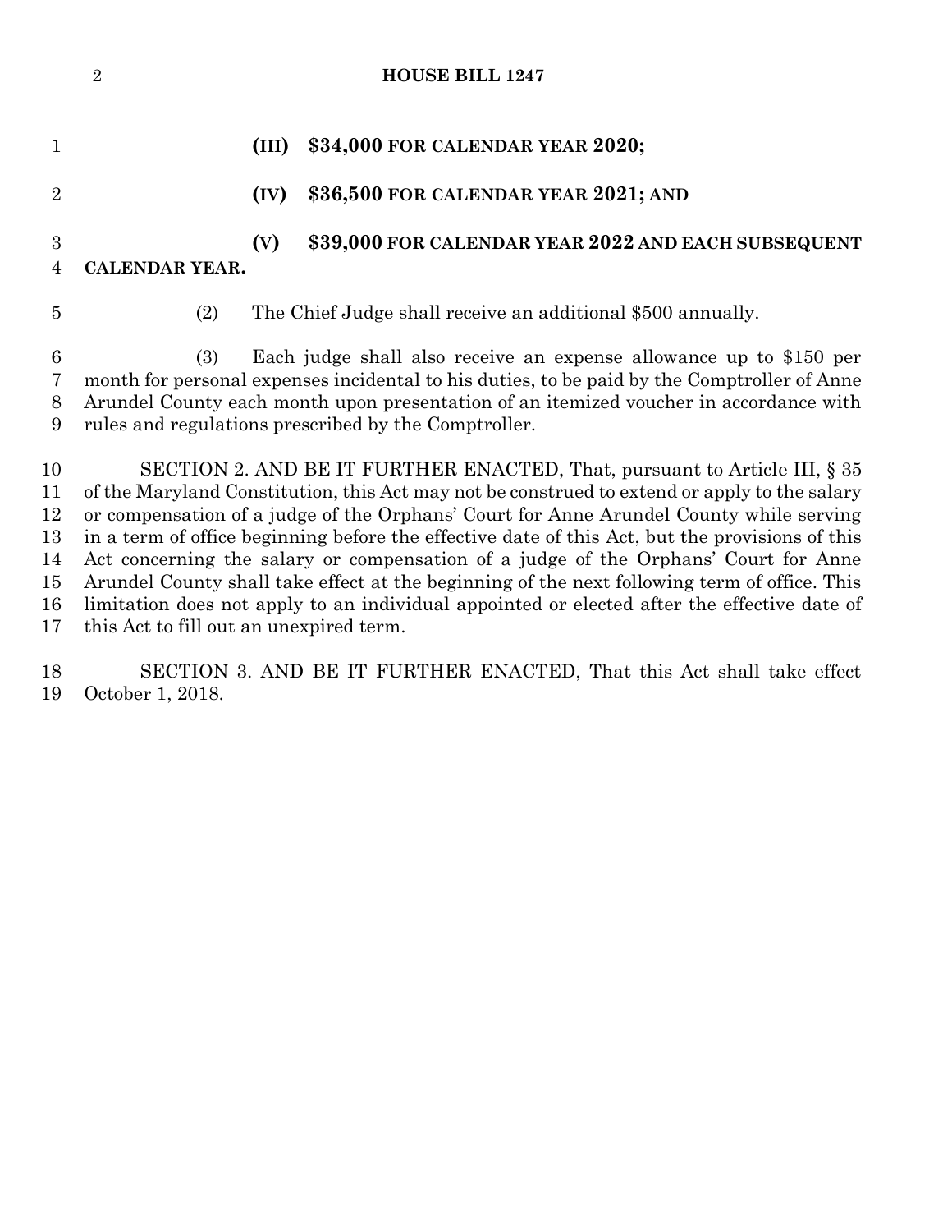**(III) $34,000 FOR CALENDAR YEAR 2020;**

**(IV) $36,500 FOR CALENDAR YEAR 2021; AND**

**(V) $39,000 FOR CALENDAR YEAR 2022 AND EACH SUBSEQUENT CALENDAR YEAR.**

(2) The Chief Judge shall receive an additional $500 annually.

(3) Each judge shall also receive an expense allowance up to $150 per month for personal expenses incidental to his duties, to be paid by the Comptroller of Anne Arundel County each month upon presentation of an itemized voucher in accordance with rules and regulations prescribed by the Comptroller.

SECTION 2. AND BE IT FURTHER ENACTED, That, pursuant to Article III, § 35 of the Maryland Constitution, this Act may not be construed to extend or apply to the salary or compensation of a judge of the Orphans' Court for Anne Arundel County while serving in a term of office beginning before the effective date of this Act, but the provisions of this Act concerning the salary or compensation of a judge of the Orphans' Court for Anne Arundel County shall take effect at the beginning of the next following term of office. This limitation does not apply to an individual appointed or elected after the effective date of this Act to fill out an unexpired term.

SECTION 3. AND BE IT FURTHER ENACTED, That this Act shall take effect October 1, 2018.